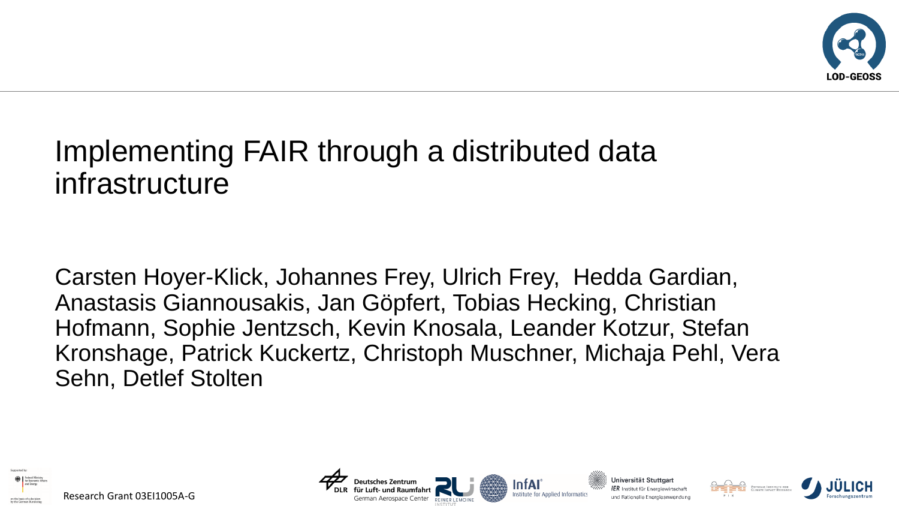LOD-GEOSS

# Implementing FAIR through a distributed data infrastructure

Carsten Hoyer-Klick, Johannes Frey, Ulrich Frey, Hedda Gardian, Anastasis Giannousakis, Jan Göpfert, Tobias Hecking, Christian Hofmann, Sophie Jentzsch, Kevin Knosala, Leander Kotzur, Stefan Kronshage, Patrick Kuckertz, Christoph Muschner, Michaja Pehl, Vera Sehn, Detlef Stolten

Supported by: Federal Ministry for Economic Affairs and Energy on the basis of a decision by the German Bundestag

Research Grant 03EI1005A-G

Deutsches Zentrum für Luft- und Raumfahrt (DLR) German Aerospace Center · Reiner Lemoine Institut · InfAI Institute for Applied Informatics · Universität Stuttgart IER Institut für Energiewirtschaft und Rationelle Energieanwendung · Potsdam Institute for Climate Impact Research · Jülich Forschungszentrum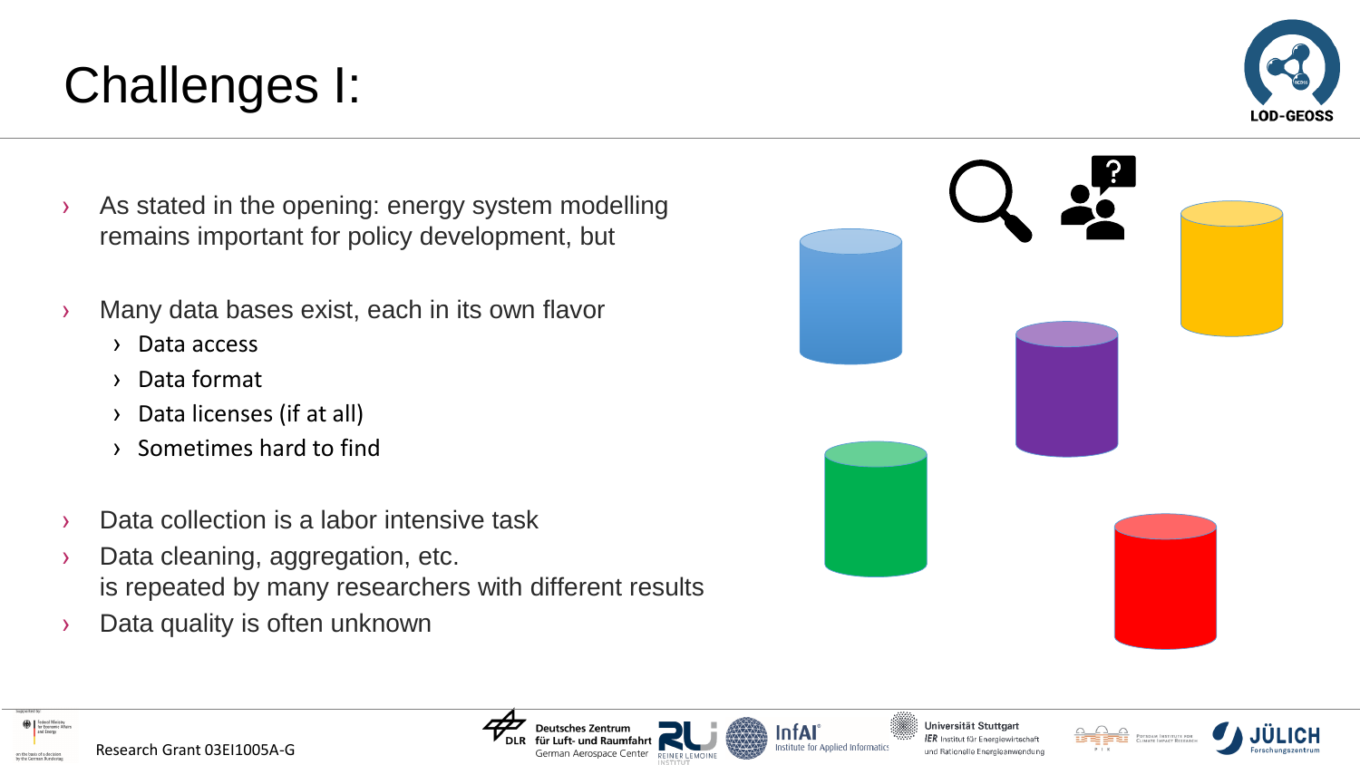# Challenges I:

- As stated in the opening: energy system modelling remains important for policy development, but
- Many data bases exist, each in its own flavor
  - Data access
  - Data format
  - Data licenses (if at all)
  - Sometimes hard to find
- Data collection is a labor intensive task
- Data cleaning, aggregation, etc. is repeated by many researchers with different results
- Data quality is often unknown

Research Grant 03EI1005A-G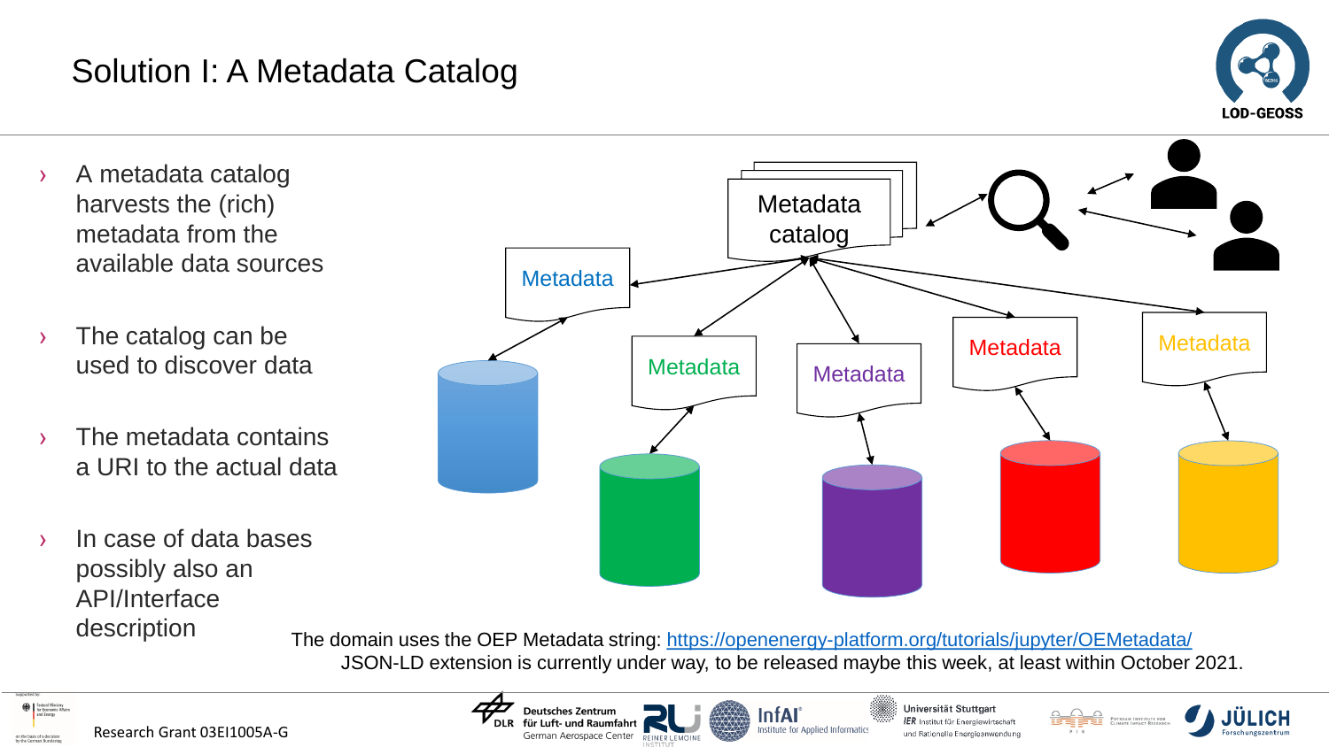# Solution I: A Metadata Catalog

- A metadata catalog harvests the (rich) metadata from the available data sources
- The catalog can be used to discover data
- The metadata contains a URI to the actual data
- In case of data bases possibly also an API/Interface description

Metadata catalog

Metadata

Metadata

Metadata

Metadata

Metadata

The domain uses the OEP Metadata string: https://openenergy-platform.org/tutorials/jupyter/OEMetadata/

JSON-LD extension is currently under way, to be released maybe this week, at least within October 2021.

Research Grant 03EI1005A-G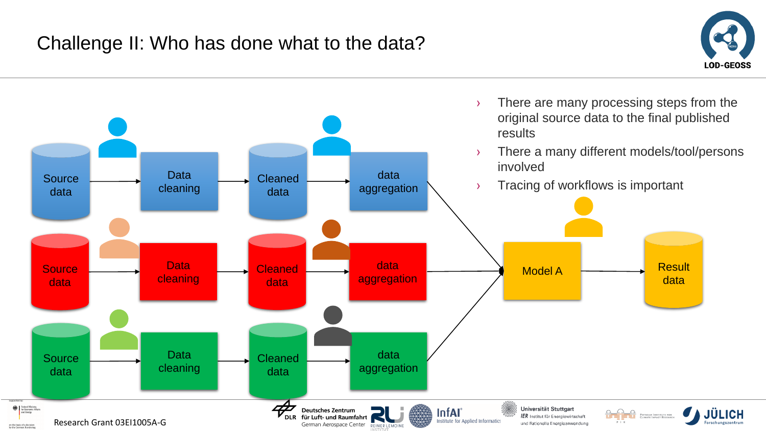# Challenge II: Who has done what to the data?

Source data → Data cleaning → Cleaned data → data aggregation

Source data → Data cleaning → Cleaned data → data aggregation → Model A → Result data

Source data → Data cleaning → Cleaned data → data aggregation

- There are many processing steps from the original source data to the final published results
- There a many different models/tool/persons involved
- Tracing of workflows is important

Research Grant 03EI1005A-G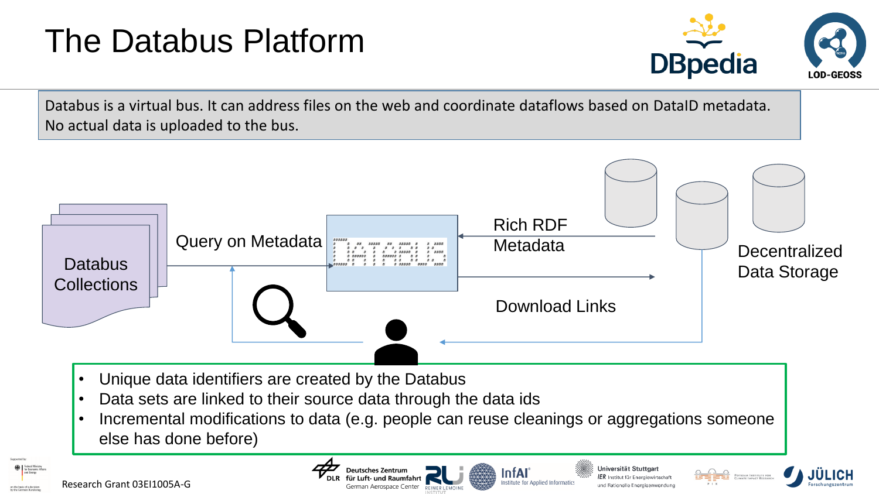# The Databus Platform

Databus is a virtual bus. It can address files on the web and coordinate dataflows based on DataID metadata. No actual data is uploaded to the bus.

Databus Collections

Query on Metadata

Rich RDF Metadata

Download Links

Decentralized Data Storage

- Unique data identifiers are created by the Databus
- Data sets are linked to their source data through the data ids
- Incremental modifications to data (e.g. people can reuse cleanings or aggregations someone else has done before)

Research Grant 03EI1005A-G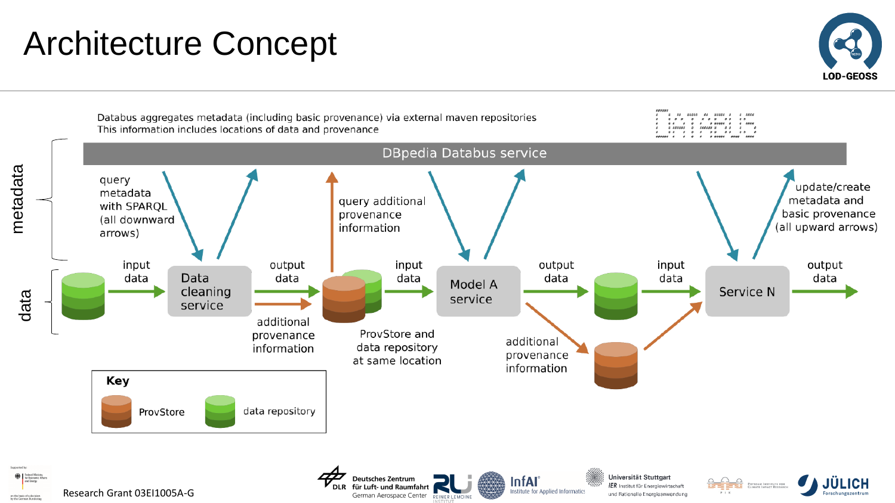# Architecture Concept

Databus aggregates metadata (including basic provenance) via external maven repositories
This information includes locations of data and provenance

DBpedia Databus service

metadata

data

query metadata with SPARQL (all downward arrows)

query additional provenance information

update/create metadata and basic provenance (all upward arrows)

input data

Data cleaning service

output data

additional provenance information

ProvStore and data repository at same location

input data

Model A service

output data

additional provenance information

input data

Service N

output data

**Key**

ProvStore

data repository

Research Grant 03EI1005A-G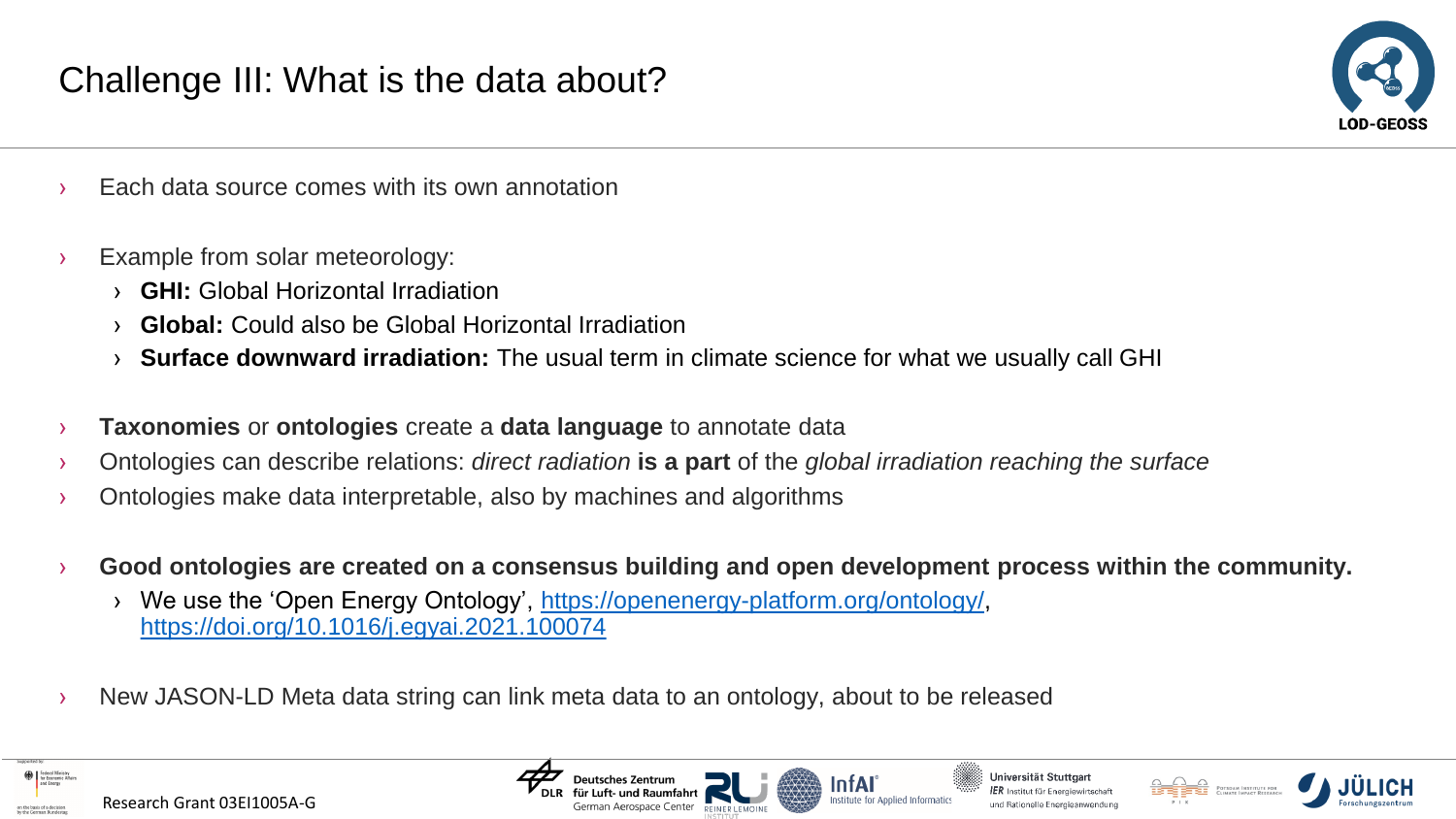# Challenge III: What is the data about?

- Each data source comes with its own annotation

- Example from solar meteorology:
  - **GHI:** Global Horizontal Irradiation
  - **Global:** Could also be Global Horizontal Irradiation
  - **Surface downward irradiation:** The usual term in climate science for what we usually call GHI

- **Taxonomies** or **ontologies** create a **data language** to annotate data
- Ontologies can describe relations: *direct radiation* **is a part** of the *global irradiation reaching the surface*
- Ontologies make data interpretable, also by machines and algorithms

- **Good ontologies are created on a consensus building and open development process within the community.**
  - We use the 'Open Energy Ontology', https://openenergy-platform.org/ontology/, https://doi.org/10.1016/j.egyai.2021.100074

- New JASON-LD Meta data string can link meta data to an ontology, about to be released

Research Grant 03EI1005A-G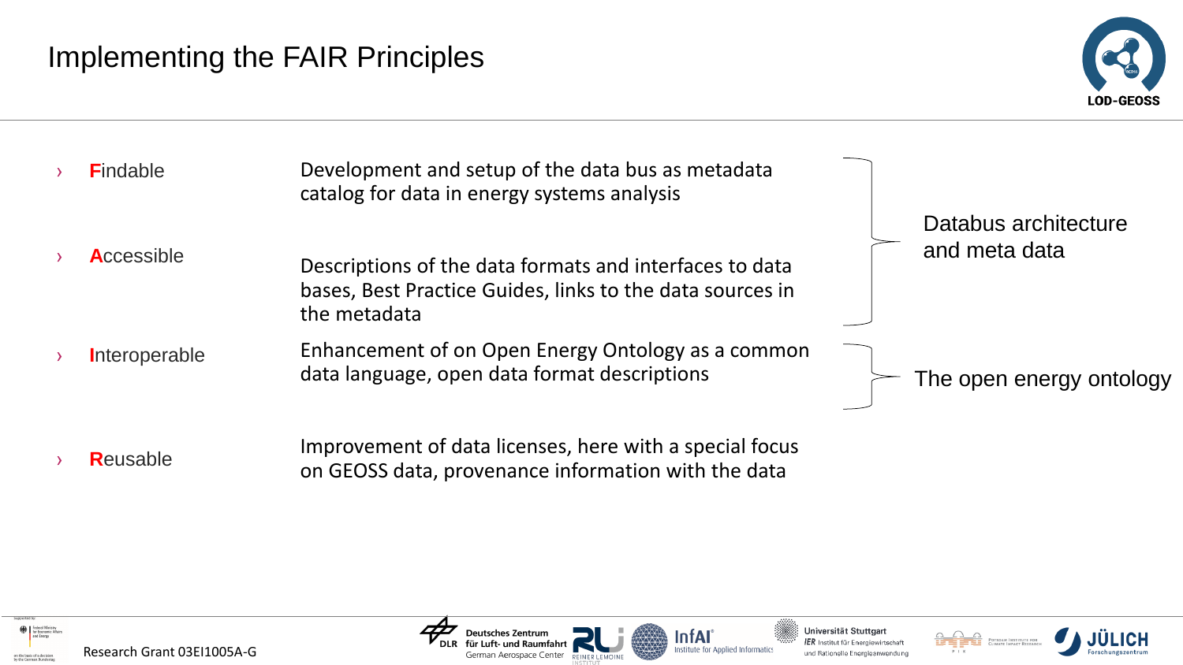# Implementing the FAIR Principles

| Principle | Description | |
|---|---|---|
| **F**indable | Development and setup of the data bus as metadata catalog for data in energy systems analysis | Databus architecture and meta data |
| **A**ccessible | Descriptions of the data formats and interfaces to data bases, Best Practice Guides, links to the data sources in the metadata | Databus architecture and meta data |
| **I**nteroperable | Enhancement of on Open Energy Ontology as a common data language, open data format descriptions | The open energy ontology |
| **R**eusable | Improvement of data licenses, here with a special focus on GEOSS data, provenance information with the data | |

Research Grant 03EI1005A-G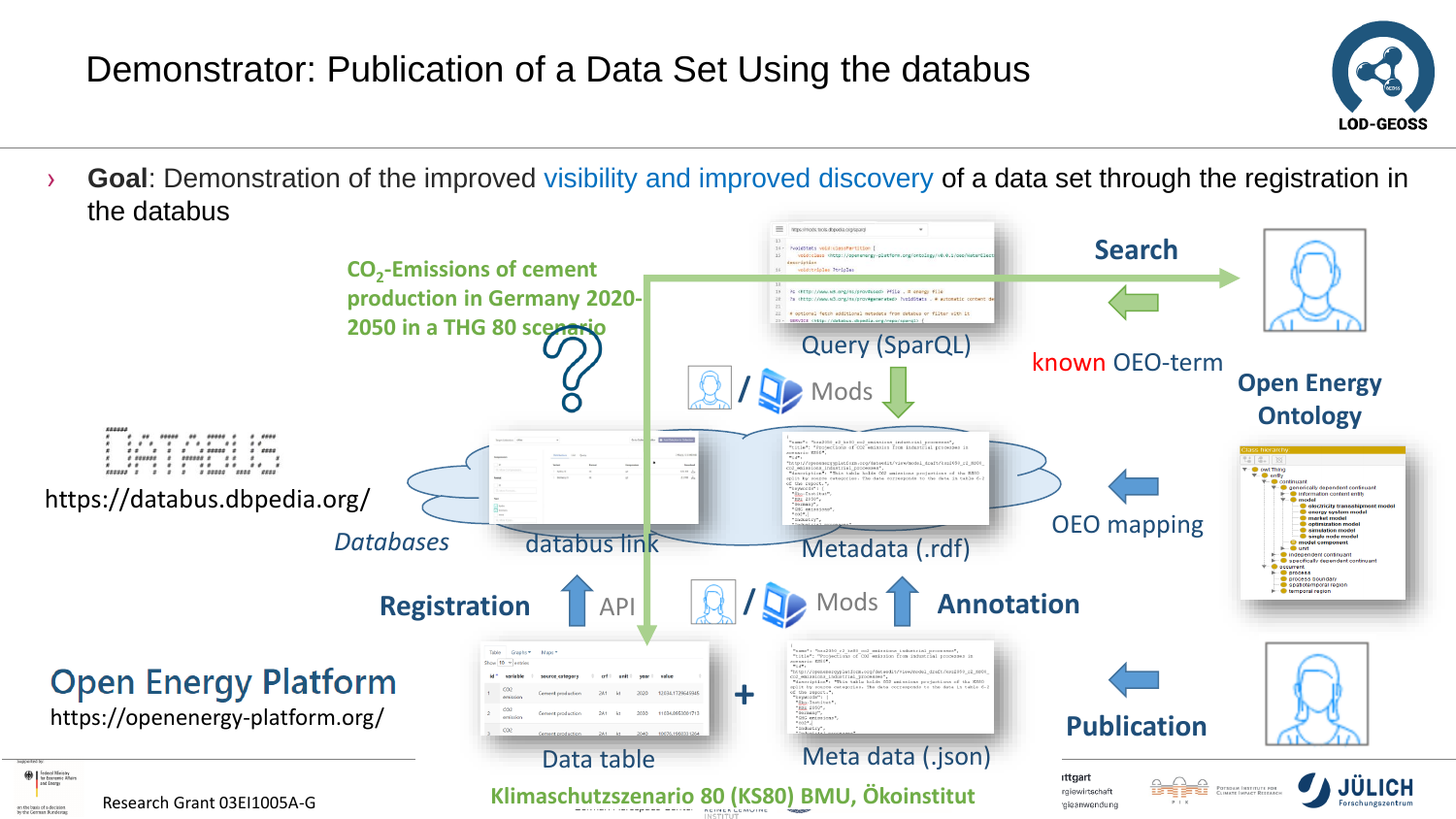# Demonstrator: Publication of a Data Set Using the databus

- **Goal**: Demonstration of the improved visibility and improved discovery of a data set through the registration in the databus

$CO_2$-Emissions of cement production in Germany 2020-2050 in a THG 80 scenario

?

https://databus.dbpedia.org/

*Databases*

databus link

Query (SparQL)

Mods

Search

known OEO-term

Open Energy Ontology

Metadata (.rdf)

OEO mapping

Registration

API

Mods

Annotation

Open Energy Platform

https://openenergy-platform.org/

Data table

+

Meta data (.json)

Publication

Klimaschutzszenario 80 (KS80) BMU, Ökoinstitut

Research Grant 03EI1005A-G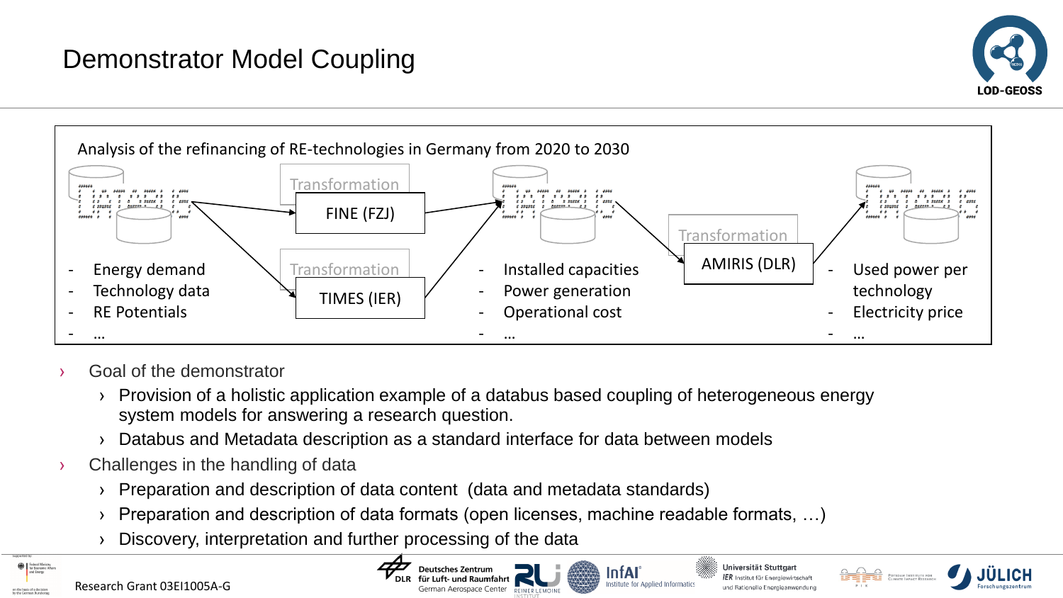# Demonstrator Model Coupling

Analysis of the refinancing of RE-technologies in Germany from 2020 to 2030

Transformation — FINE (FZJ)

Transformation — TIMES (IER)

Transformation — AMIRIS (DLR)

- Energy demand
- Technology data
- RE Potentials
- …

- Installed capacities
- Power generation
- Operational cost
- …

- Used power per technology
- Electricity price
- …

› Goal of the demonstrator
  › Provision of a holistic application example of a databus based coupling of heterogeneous energy system models for answering a research question.
  › Databus and Metadata description as a standard interface for data between models
› Challenges in the handling of data
  › Preparation and description of data content (data and metadata standards)
  › Preparation and description of data formats (open licenses, machine readable formats, …)
  › Discovery, interpretation and further processing of the data

Research Grant 03EI1005A-G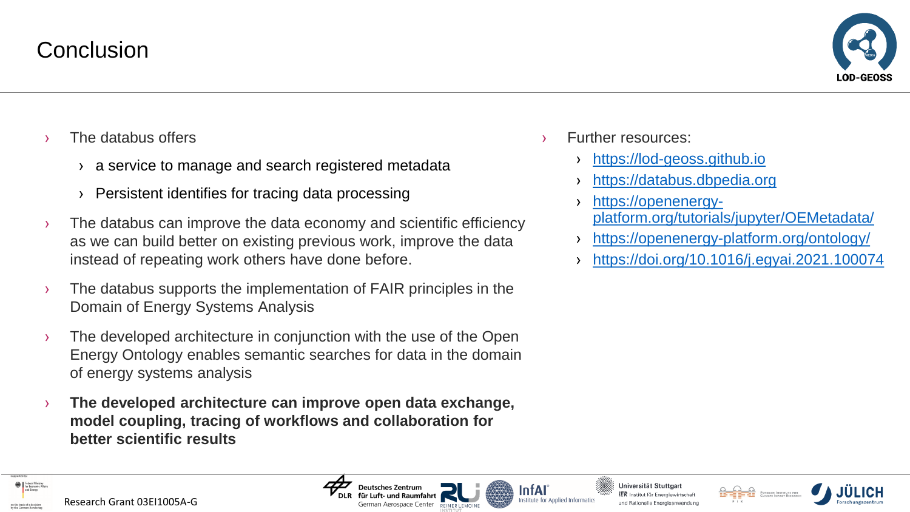# Conclusion

- The databus offers
  - a service to manage and search registered metadata
  - Persistent identifies for tracing data processing
- The databus can improve the data economy and scientific efficiency as we can build better on existing previous work, improve the data instead of repeating work others have done before.
- The databus supports the implementation of FAIR principles in the Domain of Energy Systems Analysis
- The developed architecture in conjunction with the use of the Open Energy Ontology enables semantic searches for data in the domain of energy systems analysis
- **The developed architecture can improve open data exchange, model coupling, tracing of workflows and collaboration for better scientific results**

- Further resources:
  - https://lod-geoss.github.io
  - https://databus.dbpedia.org
  - https://openenergy-platform.org/tutorials/jupyter/OEMetadata/
  - https://openenergy-platform.org/ontology/
  - https://doi.org/10.1016/j.egyai.2021.100074

Research Grant 03EI1005A-G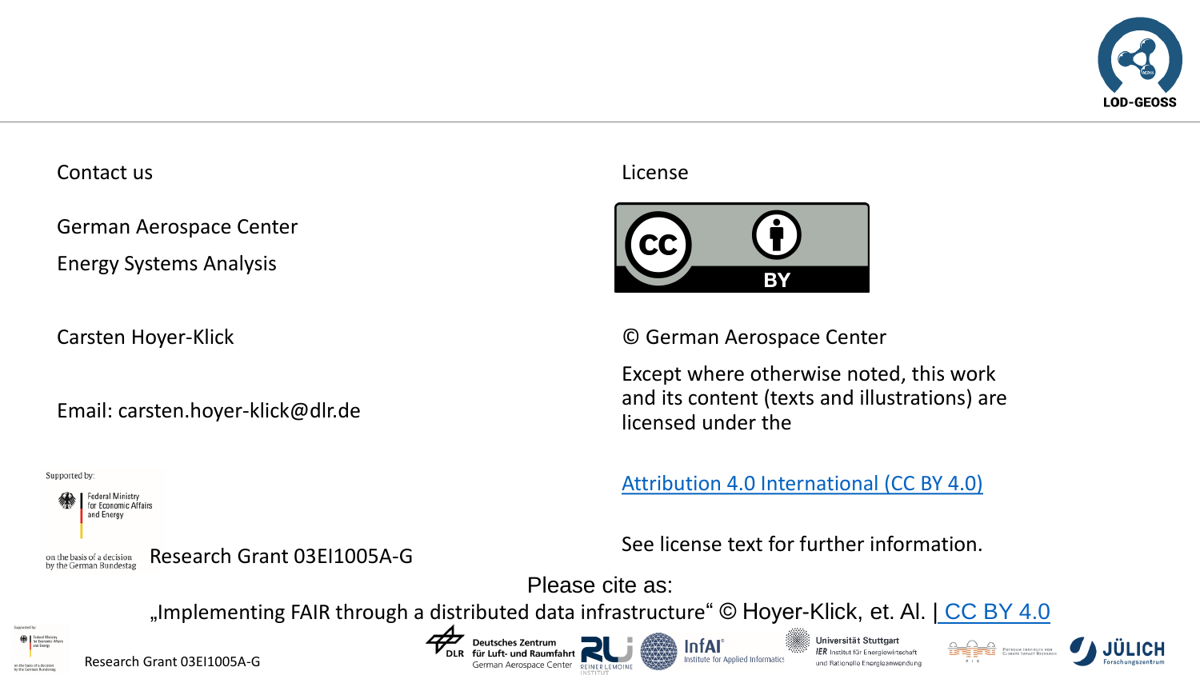Contact us

German Aerospace Center

Energy Systems Analysis

Carsten Hoyer-Klick

Email: carsten.hoyer-klick@dlr.de

Supported by:
Federal Ministry for Economic Affairs and Energy
on the basis of a decision by the German Bundestag

Research Grant 03EI1005A-G

License

CC BY

© German Aerospace Center

Except where otherwise noted, this work and its content (texts and illustrations) are licensed under the

Attribution 4.0 International (CC BY 4.0)

See license text for further information.

Please cite as:

„Implementing FAIR through a distributed data infrastructure" © Hoyer-Klick, et. Al. | CC BY 4.0

Research Grant 03EI1005A-G